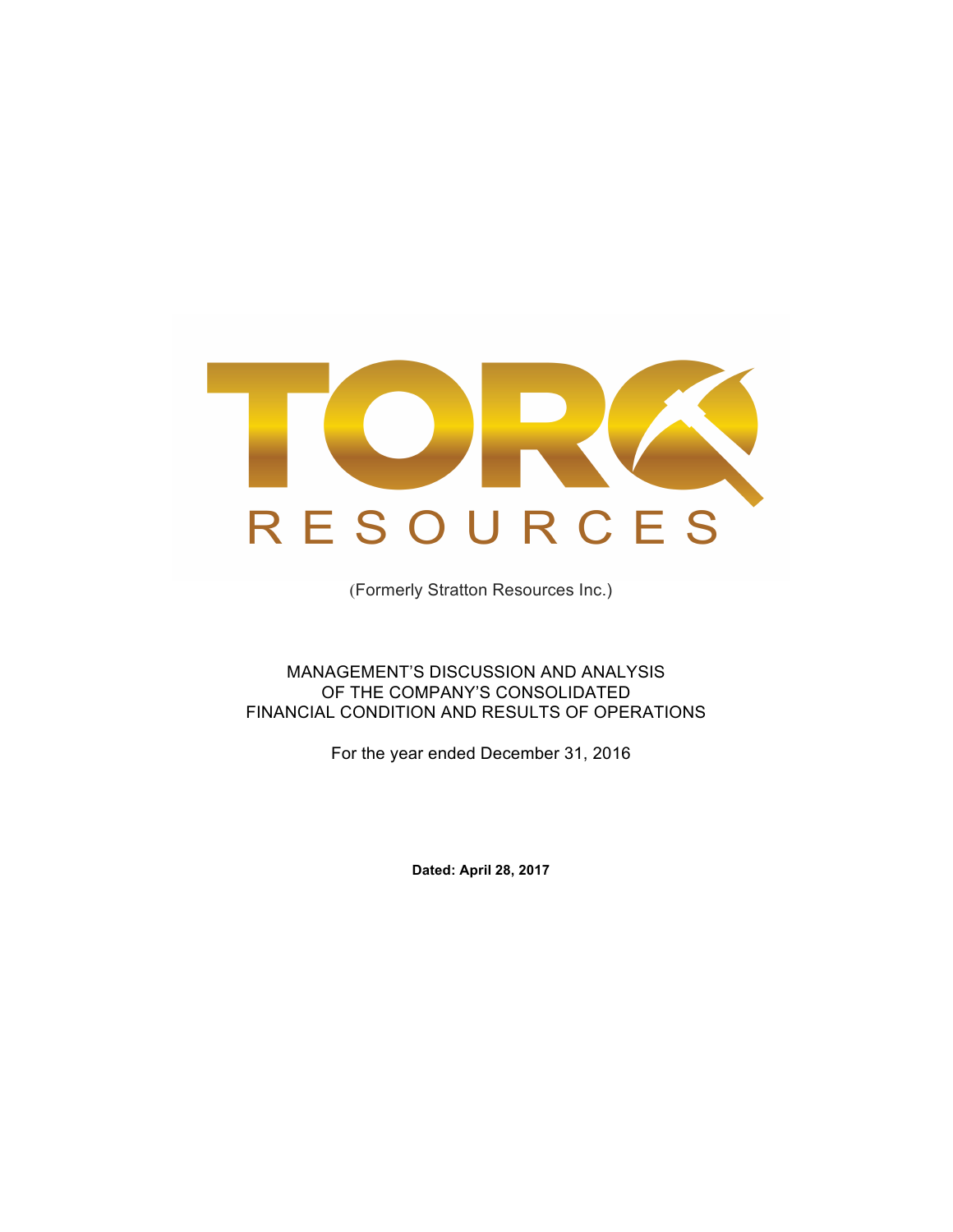# TORQ RESOURCES

(Formerly Stratton Resources Inc.)

MANAGEMENT'S DISCUSSION AND ANALYSIS
OF THE COMPANY'S CONSOLIDATED
FINANCIAL CONDITION AND RESULTS OF OPERATIONS

For the year ended December 31, 2016

**Dated: April 28, 2017**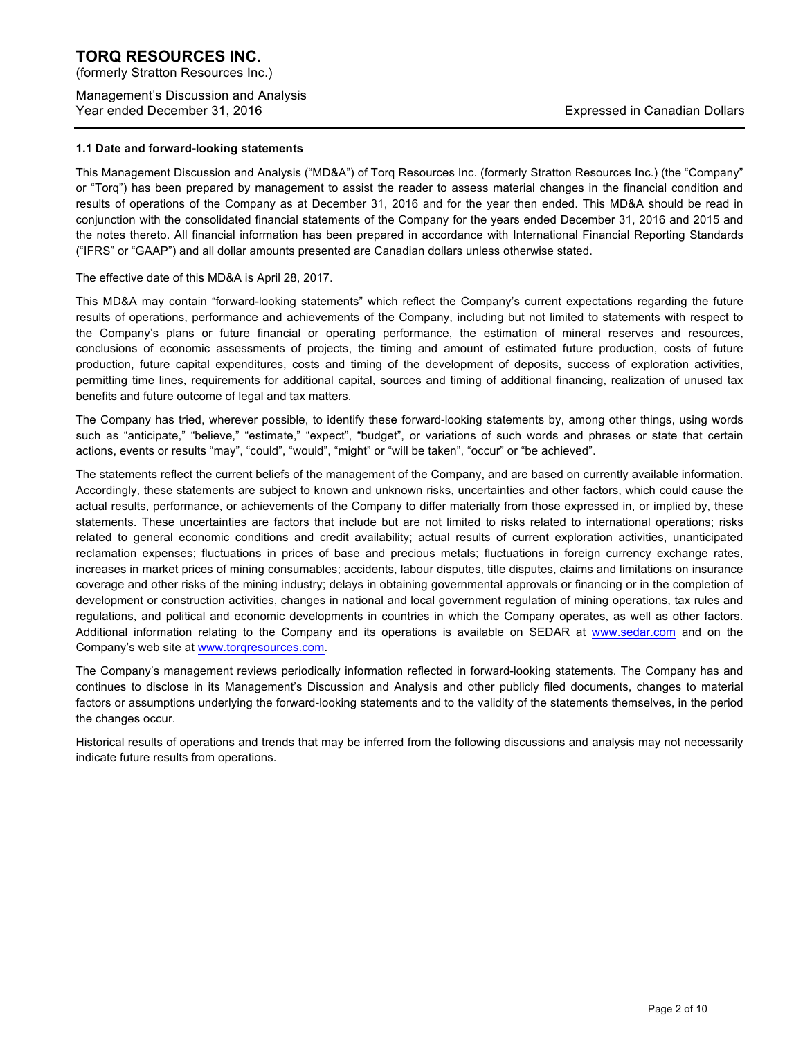### 1.1 Date and forward-looking statements

This Management Discussion and Analysis ("MD&A") of Torq Resources Inc. (formerly Stratton Resources Inc.) (the "Company" or "Torq") has been prepared by management to assist the reader to assess material changes in the financial condition and results of operations of the Company as at December 31, 2016 and for the year then ended. This MD&A should be read in conjunction with the consolidated financial statements of the Company for the years ended December 31, 2016 and 2015 and the notes thereto. All financial information has been prepared in accordance with International Financial Reporting Standards ("IFRS" or "GAAP") and all dollar amounts presented are Canadian dollars unless otherwise stated.

The effective date of this MD&A is April 28, 2017.

This MD&A may contain "forward-looking statements" which reflect the Company's current expectations regarding the future results of operations, performance and achievements of the Company, including but not limited to statements with respect to the Company's plans or future financial or operating performance, the estimation of mineral reserves and resources, conclusions of economic assessments of projects, the timing and amount of estimated future production, costs of future production, future capital expenditures, costs and timing of the development of deposits, success of exploration activities, permitting time lines, requirements for additional capital, sources and timing of additional financing, realization of unused tax benefits and future outcome of legal and tax matters.

The Company has tried, wherever possible, to identify these forward-looking statements by, among other things, using words such as "anticipate," "believe," "estimate," "expect", "budget", or variations of such words and phrases or state that certain actions, events or results "may", "could", "would", "might" or "will be taken", "occur" or "be achieved".

The statements reflect the current beliefs of the management of the Company, and are based on currently available information. Accordingly, these statements are subject to known and unknown risks, uncertainties and other factors, which could cause the actual results, performance, or achievements of the Company to differ materially from those expressed in, or implied by, these statements. These uncertainties are factors that include but are not limited to risks related to international operations; risks related to general economic conditions and credit availability; actual results of current exploration activities, unanticipated reclamation expenses; fluctuations in prices of base and precious metals; fluctuations in foreign currency exchange rates, increases in market prices of mining consumables; accidents, labour disputes, title disputes, claims and limitations on insurance coverage and other risks of the mining industry; delays in obtaining governmental approvals or financing or in the completion of development or construction activities, changes in national and local government regulation of mining operations, tax rules and regulations, and political and economic developments in countries in which the Company operates, as well as other factors. Additional information relating to the Company and its operations is available on SEDAR at www.sedar.com and on the Company's web site at www.torqresources.com.

The Company's management reviews periodically information reflected in forward-looking statements. The Company has and continues to disclose in its Management's Discussion and Analysis and other publicly filed documents, changes to material factors or assumptions underlying the forward-looking statements and to the validity of the statements themselves, in the period the changes occur.

Historical results of operations and trends that may be inferred from the following discussions and analysis may not necessarily indicate future results from operations.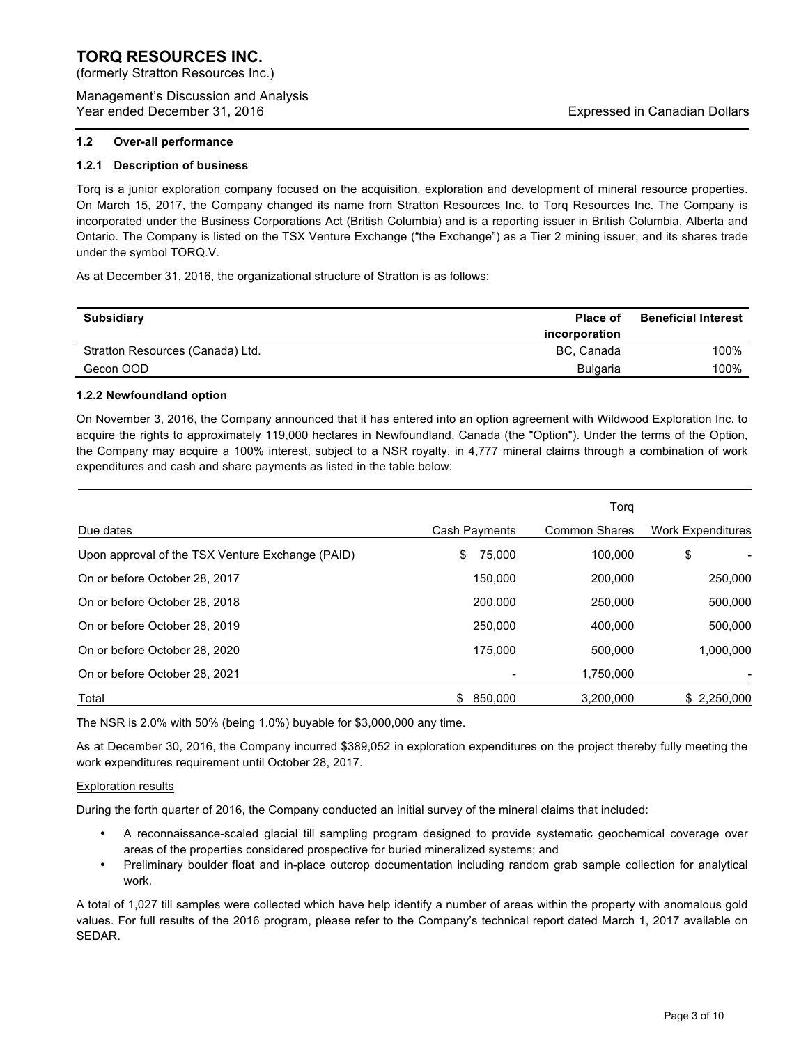### 1.2 Over-all performance

#### 1.2.1 Description of business

Torq is a junior exploration company focused on the acquisition, exploration and development of mineral resource properties. On March 15, 2017, the Company changed its name from Stratton Resources Inc. to Torq Resources Inc. The Company is incorporated under the Business Corporations Act (British Columbia) and is a reporting issuer in British Columbia, Alberta and Ontario. The Company is listed on the TSX Venture Exchange ("the Exchange") as a Tier 2 mining issuer, and its shares trade under the symbol TORQ.V.

As at December 31, 2016, the organizational structure of Stratton is as follows:

| Subsidiary | Place of incorporation | Beneficial Interest |
|---|---|---|
| Stratton Resources (Canada) Ltd. | BC, Canada | 100% |
| Gecon OOD | Bulgaria | 100% |

#### 1.2.2 Newfoundland option

On November 3, 2016, the Company announced that it has entered into an option agreement with Wildwood Exploration Inc. to acquire the rights to approximately 119,000 hectares in Newfoundland, Canada (the "Option"). Under the terms of the Option, the Company may acquire a 100% interest, subject to a NSR royalty, in 4,777 mineral claims through a combination of work expenditures and cash and share payments as listed in the table below:

| | | Torq | |
|---|---|---|---|
| Due dates | Cash Payments | Common Shares | Work Expenditures |
| Upon approval of the TSX Venture Exchange (PAID) | $ 75,000 | 100,000 | $ - |
| On or before October 28, 2017 | 150,000 | 200,000 | 250,000 |
| On or before October 28, 2018 | 200,000 | 250,000 | 500,000 |
| On or before October 28, 2019 | 250,000 | 400,000 | 500,000 |
| On or before October 28, 2020 | 175,000 | 500,000 | 1,000,000 |
| On or before October 28, 2021 | - | 1,750,000 | - |
| Total | $ 850,000 | 3,200,000 | $ 2,250,000 |

The NSR is 2.0% with 50% (being 1.0%) buyable for $3,000,000 any time.

As at December 30, 2016, the Company incurred $389,052 in exploration expenditures on the project thereby fully meeting the work expenditures requirement until October 28, 2017.

Exploration results

During the forth quarter of 2016, the Company conducted an initial survey of the mineral claims that included:

- A reconnaissance-scaled glacial till sampling program designed to provide systematic geochemical coverage over areas of the properties considered prospective for buried mineralized systems; and
- Preliminary boulder float and in-place outcrop documentation including random grab sample collection for analytical work.

A total of 1,027 till samples were collected which have help identify a number of areas within the property with anomalous gold values. For full results of the 2016 program, please refer to the Company's technical report dated March 1, 2017 available on SEDAR.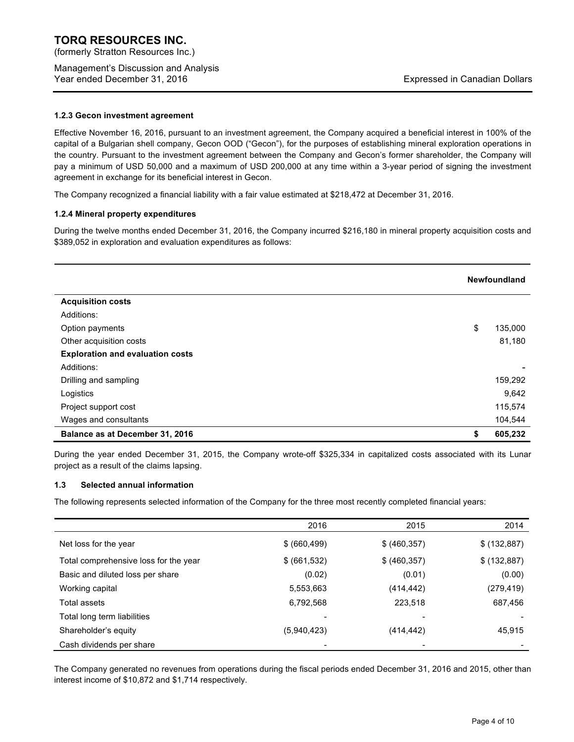### 1.2.3 Gecon investment agreement

Effective November 16, 2016, pursuant to an investment agreement, the Company acquired a beneficial interest in 100% of the capital of a Bulgarian shell company, Gecon OOD ("Gecon"), for the purposes of establishing mineral exploration operations in the country. Pursuant to the investment agreement between the Company and Gecon's former shareholder, the Company will pay a minimum of USD 50,000 and a maximum of USD 200,000 at any time within a 3-year period of signing the investment agreement in exchange for its beneficial interest in Gecon.

The Company recognized a financial liability with a fair value estimated at $218,472 at December 31, 2016.

### 1.2.4 Mineral property expenditures

During the twelve months ended December 31, 2016, the Company incurred $216,180 in mineral property acquisition costs and $389,052 in exploration and evaluation expenditures as follows:

| | Newfoundland |
|---|---|
| **Acquisition costs** | |
| Additions: | |
| Option payments | $ 135,000 |
| Other acquisition costs | 81,180 |
| **Exploration and evaluation costs** | |
| Additions: | - |
| Drilling and sampling | 159,292 |
| Logistics | 9,642 |
| Project support cost | 115,574 |
| Wages and consultants | 104,544 |
| **Balance as at December 31, 2016** | **$ 605,232** |

During the year ended December 31, 2015, the Company wrote-off $325,334 in capitalized costs associated with its Lunar project as a result of the claims lapsing.

### 1.3 Selected annual information

The following represents selected information of the Company for the three most recently completed financial years:

| | 2016 | 2015 | 2014 |
|---|---|---|---|
| Net loss for the year | $ (660,499) | $ (460,357) | $ (132,887) |
| Total comprehensive loss for the year | $ (661,532) | $ (460,357) | $ (132,887) |
| Basic and diluted loss per share | (0.02) | (0.01) | (0.00) |
| Working capital | 5,553,663 | (414,442) | (279,419) |
| Total assets | 6,792,568 | 223,518 | 687,456 |
| Total long term liabilities | - | - | - |
| Shareholder's equity | (5,940,423) | (414,442) | 45,915 |
| Cash dividends per share | - | - | - |

The Company generated no revenues from operations during the fiscal periods ended December 31, 2016 and 2015, other than interest income of $10,872 and $1,714 respectively.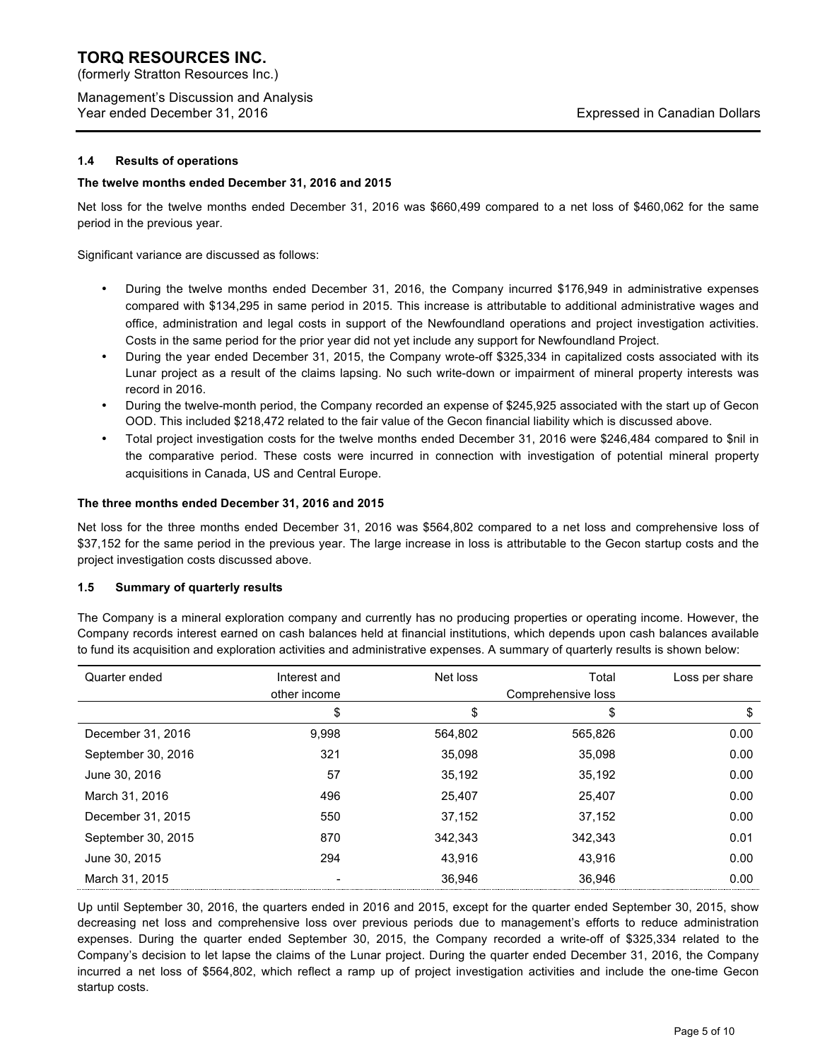### 1.4 Results of operations

**The twelve months ended December 31, 2016 and 2015**

Net loss for the twelve months ended December 31, 2016 was $660,499 compared to a net loss of $460,062 for the same period in the previous year.

Significant variance are discussed as follows:

- During the twelve months ended December 31, 2016, the Company incurred $176,949 in administrative expenses compared with $134,295 in same period in 2015. This increase is attributable to additional administrative wages and office, administration and legal costs in support of the Newfoundland operations and project investigation activities. Costs in the same period for the prior year did not yet include any support for Newfoundland Project.
- During the year ended December 31, 2015, the Company wrote-off $325,334 in capitalized costs associated with its Lunar project as a result of the claims lapsing. No such write-down or impairment of mineral property interests was record in 2016.
- During the twelve-month period, the Company recorded an expense of $245,925 associated with the start up of Gecon OOD. This included $218,472 related to the fair value of the Gecon financial liability which is discussed above.
- Total project investigation costs for the twelve months ended December 31, 2016 were $246,484 compared to $nil in the comparative period. These costs were incurred in connection with investigation of potential mineral property acquisitions in Canada, US and Central Europe.

**The three months ended December 31, 2016 and 2015**

Net loss for the three months ended December 31, 2016 was $564,802 compared to a net loss and comprehensive loss of $37,152 for the same period in the previous year. The large increase in loss is attributable to the Gecon startup costs and the project investigation costs discussed above.

### 1.5 Summary of quarterly results

The Company is a mineral exploration company and currently has no producing properties or operating income. However, the Company records interest earned on cash balances held at financial institutions, which depends upon cash balances available to fund its acquisition and exploration activities and administrative expenses. A summary of quarterly results is shown below:

| Quarter ended | Interest and other income | Net loss | Total Comprehensive loss | Loss per share |
|---|---|---|---|---|
| | $ | $ | $ | $ |
| December 31, 2016 | 9,998 | 564,802 | 565,826 | 0.00 |
| September 30, 2016 | 321 | 35,098 | 35,098 | 0.00 |
| June 30, 2016 | 57 | 35,192 | 35,192 | 0.00 |
| March 31, 2016 | 496 | 25,407 | 25,407 | 0.00 |
| December 31, 2015 | 550 | 37,152 | 37,152 | 0.00 |
| September 30, 2015 | 870 | 342,343 | 342,343 | 0.01 |
| June 30, 2015 | 294 | 43,916 | 43,916 | 0.00 |
| March 31, 2015 | - | 36,946 | 36,946 | 0.00 |

Up until September 30, 2016, the quarters ended in 2016 and 2015, except for the quarter ended September 30, 2015, show decreasing net loss and comprehensive loss over previous periods due to management's efforts to reduce administration expenses. During the quarter ended September 30, 2015, the Company recorded a write-off of $325,334 related to the Company's decision to let lapse the claims of the Lunar project. During the quarter ended December 31, 2016, the Company incurred a net loss of $564,802, which reflect a ramp up of project investigation activities and include the one-time Gecon startup costs.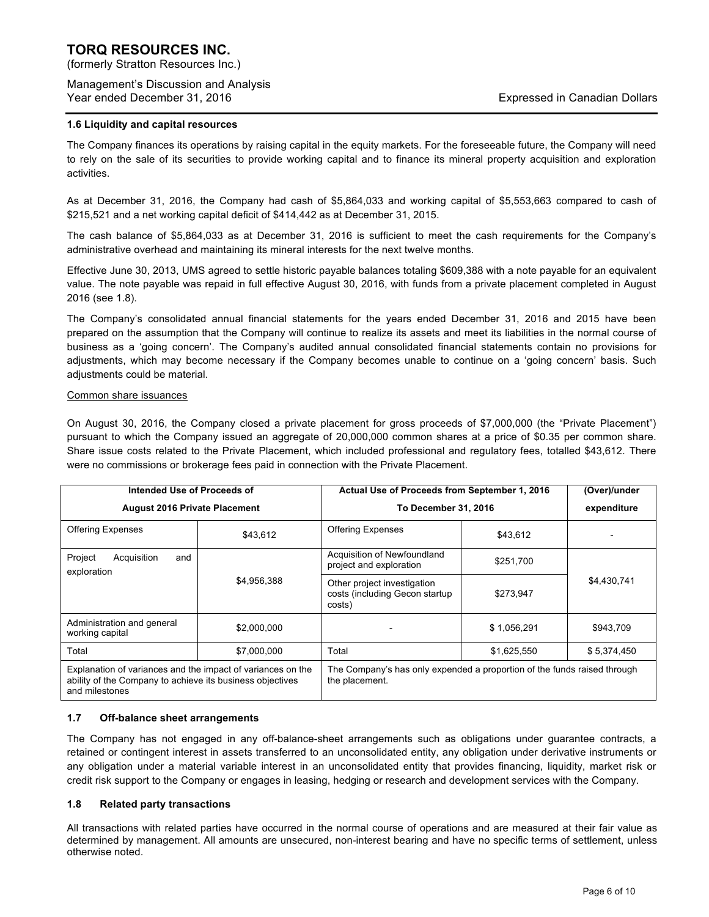### 1.6 Liquidity and capital resources

The Company finances its operations by raising capital in the equity markets. For the foreseeable future, the Company will need to rely on the sale of its securities to provide working capital and to finance its mineral property acquisition and exploration activities.

As at December 31, 2016, the Company had cash of $5,864,033 and working capital of $5,553,663 compared to cash of $215,521 and a net working capital deficit of $414,442 as at December 31, 2015.

The cash balance of $5,864,033 as at December 31, 2016 is sufficient to meet the cash requirements for the Company's administrative overhead and maintaining its mineral interests for the next twelve months.

Effective June 30, 2013, UMS agreed to settle historic payable balances totaling $609,388 with a note payable for an equivalent value. The note payable was repaid in full effective August 30, 2016, with funds from a private placement completed in August 2016 (see 1.8).

The Company's consolidated annual financial statements for the years ended December 31, 2016 and 2015 have been prepared on the assumption that the Company will continue to realize its assets and meet its liabilities in the normal course of business as a 'going concern'. The Company's audited annual consolidated financial statements contain no provisions for adjustments, which may become necessary if the Company becomes unable to continue on a 'going concern' basis. Such adjustments could be material.

Common share issuances

On August 30, 2016, the Company closed a private placement for gross proceeds of $7,000,000 (the "Private Placement") pursuant to which the Company issued an aggregate of 20,000,000 common shares at a price of $0.35 per common share. Share issue costs related to the Private Placement, which included professional and regulatory fees, totalled $43,612. There were no commissions or brokerage fees paid in connection with the Private Placement.

| Intended Use of Proceeds of August 2016 Private Placement | | Actual Use of Proceeds from September 1, 2016 To December 31, 2016 | | (Over)/under expenditure |
|---|---|---|---|---|
| Offering Expenses | $43,612 | Offering Expenses | $43,612 | - |
| Project Acquisition and exploration | $4,956,388 | Acquisition of Newfoundland project and exploration | $251,700 | $4,430,741 |
| | | Other project investigation costs (including Gecon startup costs) | $273,947 | |
| Administration and general working capital | $2,000,000 | - | $ 1,056,291 | $943,709 |
| Total | $7,000,000 | Total | $1,625,550 | $ 5,374,450 |
| Explanation of variances and the impact of variances on the ability of the Company to achieve its business objectives and milestones | | The Company's has only expended a proportion of the funds raised through the placement. | | |

### 1.7 Off-balance sheet arrangements

The Company has not engaged in any off-balance-sheet arrangements such as obligations under guarantee contracts, a retained or contingent interest in assets transferred to an unconsolidated entity, any obligation under derivative instruments or any obligation under a material variable interest in an unconsolidated entity that provides financing, liquidity, market risk or credit risk support to the Company or engages in leasing, hedging or research and development services with the Company.

### 1.8 Related party transactions

All transactions with related parties have occurred in the normal course of operations and are measured at their fair value as determined by management. All amounts are unsecured, non-interest bearing and have no specific terms of settlement, unless otherwise noted.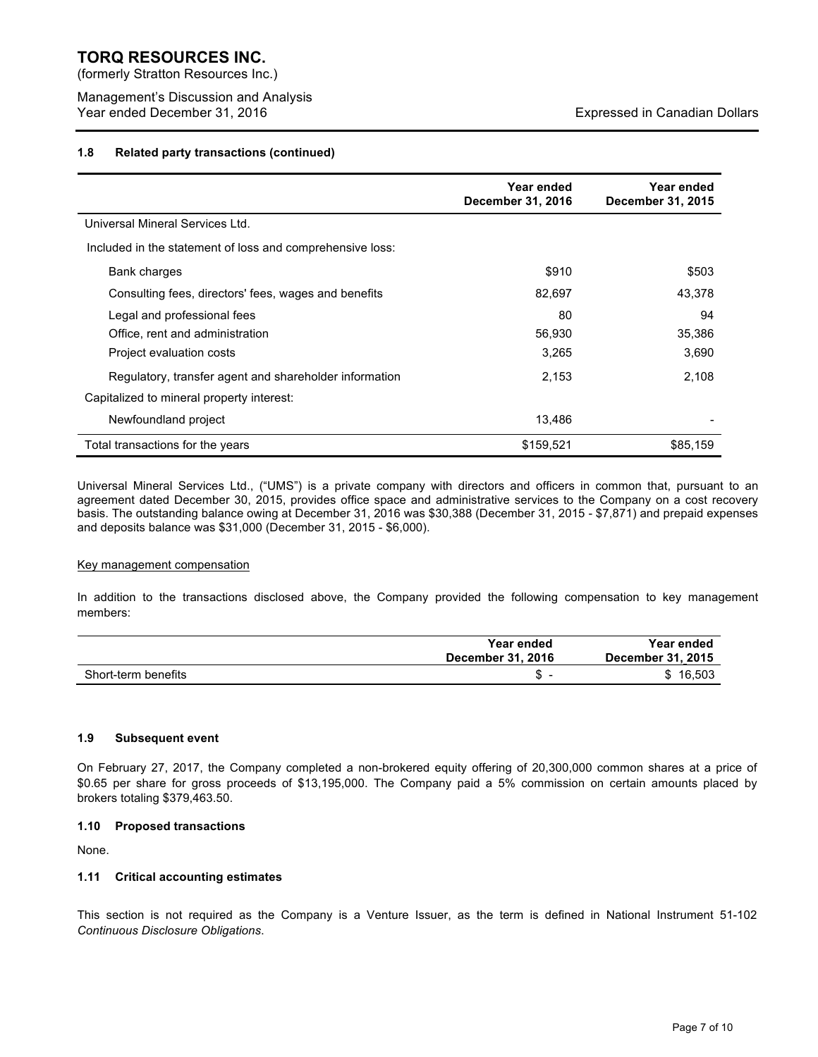### 1.8 Related party transactions (continued)

| | Year ended December 31, 2016 | Year ended December 31, 2015 |
|---|---|---|
| Universal Mineral Services Ltd. | | |
| Included in the statement of loss and comprehensive loss: | | |
| Bank charges | $910 | $503 |
| Consulting fees, directors' fees, wages and benefits | 82,697 | 43,378 |
| Legal and professional fees | 80 | 94 |
| Office, rent and administration | 56,930 | 35,386 |
| Project evaluation costs | 3,265 | 3,690 |
| Regulatory, transfer agent and shareholder information | 2,153 | 2,108 |
| Capitalized to mineral property interest: | | |
| Newfoundland project | 13,486 | - |
| Total transactions for the years | $159,521 | $85,159 |

Universal Mineral Services Ltd., ("UMS") is a private company with directors and officers in common that, pursuant to an agreement dated December 30, 2015, provides office space and administrative services to the Company on a cost recovery basis. The outstanding balance owing at December 31, 2016 was $30,388 (December 31, 2015 - $7,871) and prepaid expenses and deposits balance was $31,000 (December 31, 2015 - $6,000).

<u>Key management compensation</u>

In addition to the transactions disclosed above, the Company provided the following compensation to key management members:

| | Year ended December 31, 2016 | Year ended December 31, 2015 |
|---|---|---|
| Short-term benefits | $ - | $ 16,503 |

### 1.9 Subsequent event

On February 27, 2017, the Company completed a non-brokered equity offering of 20,300,000 common shares at a price of $0.65 per share for gross proceeds of $13,195,000. The Company paid a 5% commission on certain amounts placed by brokers totaling $379,463.50.

### 1.10 Proposed transactions

None.

### 1.11 Critical accounting estimates

This section is not required as the Company is a Venture Issuer, as the term is defined in National Instrument 51-102 *Continuous Disclosure Obligations*.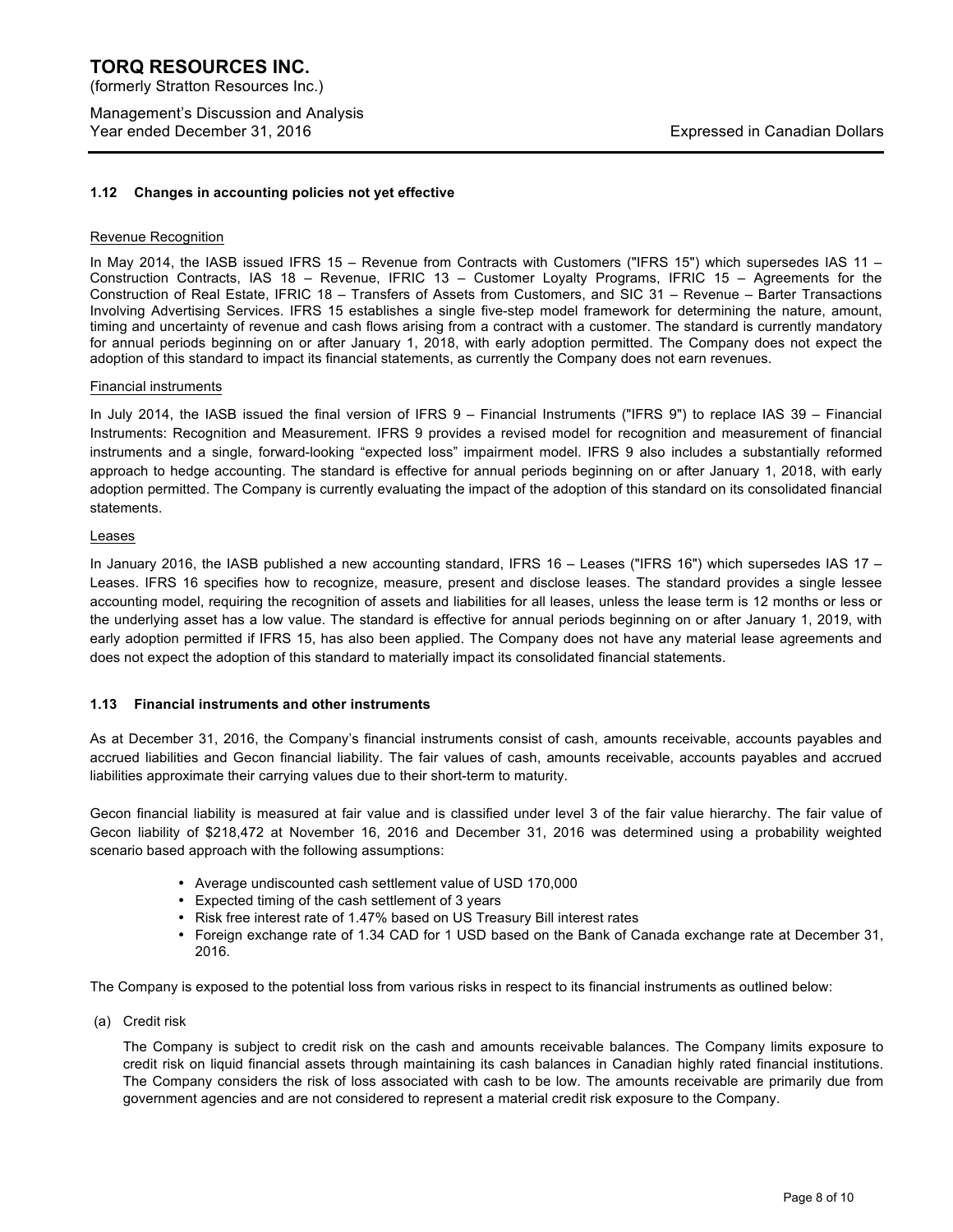### 1.12 Changes in accounting policies not yet effective

Revenue Recognition

In May 2014, the IASB issued IFRS 15 – Revenue from Contracts with Customers ("IFRS 15") which supersedes IAS 11 – Construction Contracts, IAS 18 – Revenue, IFRIC 13 – Customer Loyalty Programs, IFRIC 15 – Agreements for the Construction of Real Estate, IFRIC 18 – Transfers of Assets from Customers, and SIC 31 – Revenue – Barter Transactions Involving Advertising Services. IFRS 15 establishes a single five-step model framework for determining the nature, amount, timing and uncertainty of revenue and cash flows arising from a contract with a customer. The standard is currently mandatory for annual periods beginning on or after January 1, 2018, with early adoption permitted. The Company does not expect the adoption of this standard to impact its financial statements, as currently the Company does not earn revenues.

Financial instruments

In July 2014, the IASB issued the final version of IFRS 9 – Financial Instruments ("IFRS 9") to replace IAS 39 – Financial Instruments: Recognition and Measurement. IFRS 9 provides a revised model for recognition and measurement of financial instruments and a single, forward-looking "expected loss" impairment model. IFRS 9 also includes a substantially reformed approach to hedge accounting. The standard is effective for annual periods beginning on or after January 1, 2018, with early adoption permitted. The Company is currently evaluating the impact of the adoption of this standard on its consolidated financial statements.

Leases

In January 2016, the IASB published a new accounting standard, IFRS 16 – Leases ("IFRS 16") which supersedes IAS 17 – Leases. IFRS 16 specifies how to recognize, measure, present and disclose leases. The standard provides a single lessee accounting model, requiring the recognition of assets and liabilities for all leases, unless the lease term is 12 months or less or the underlying asset has a low value. The standard is effective for annual periods beginning on or after January 1, 2019, with early adoption permitted if IFRS 15, has also been applied. The Company does not have any material lease agreements and does not expect the adoption of this standard to materially impact its consolidated financial statements.

### 1.13 Financial instruments and other instruments

As at December 31, 2016, the Company's financial instruments consist of cash, amounts receivable, accounts payables and accrued liabilities and Gecon financial liability. The fair values of cash, amounts receivable, accounts payables and accrued liabilities approximate their carrying values due to their short-term to maturity.

Gecon financial liability is measured at fair value and is classified under level 3 of the fair value hierarchy. The fair value of Gecon liability of $218,472 at November 16, 2016 and December 31, 2016 was determined using a probability weighted scenario based approach with the following assumptions:

- Average undiscounted cash settlement value of USD 170,000
- Expected timing of the cash settlement of 3 years
- Risk free interest rate of 1.47% based on US Treasury Bill interest rates
- Foreign exchange rate of 1.34 CAD for 1 USD based on the Bank of Canada exchange rate at December 31, 2016.

The Company is exposed to the potential loss from various risks in respect to its financial instruments as outlined below:

(a) Credit risk

The Company is subject to credit risk on the cash and amounts receivable balances. The Company limits exposure to credit risk on liquid financial assets through maintaining its cash balances in Canadian highly rated financial institutions. The Company considers the risk of loss associated with cash to be low. The amounts receivable are primarily due from government agencies and are not considered to represent a material credit risk exposure to the Company.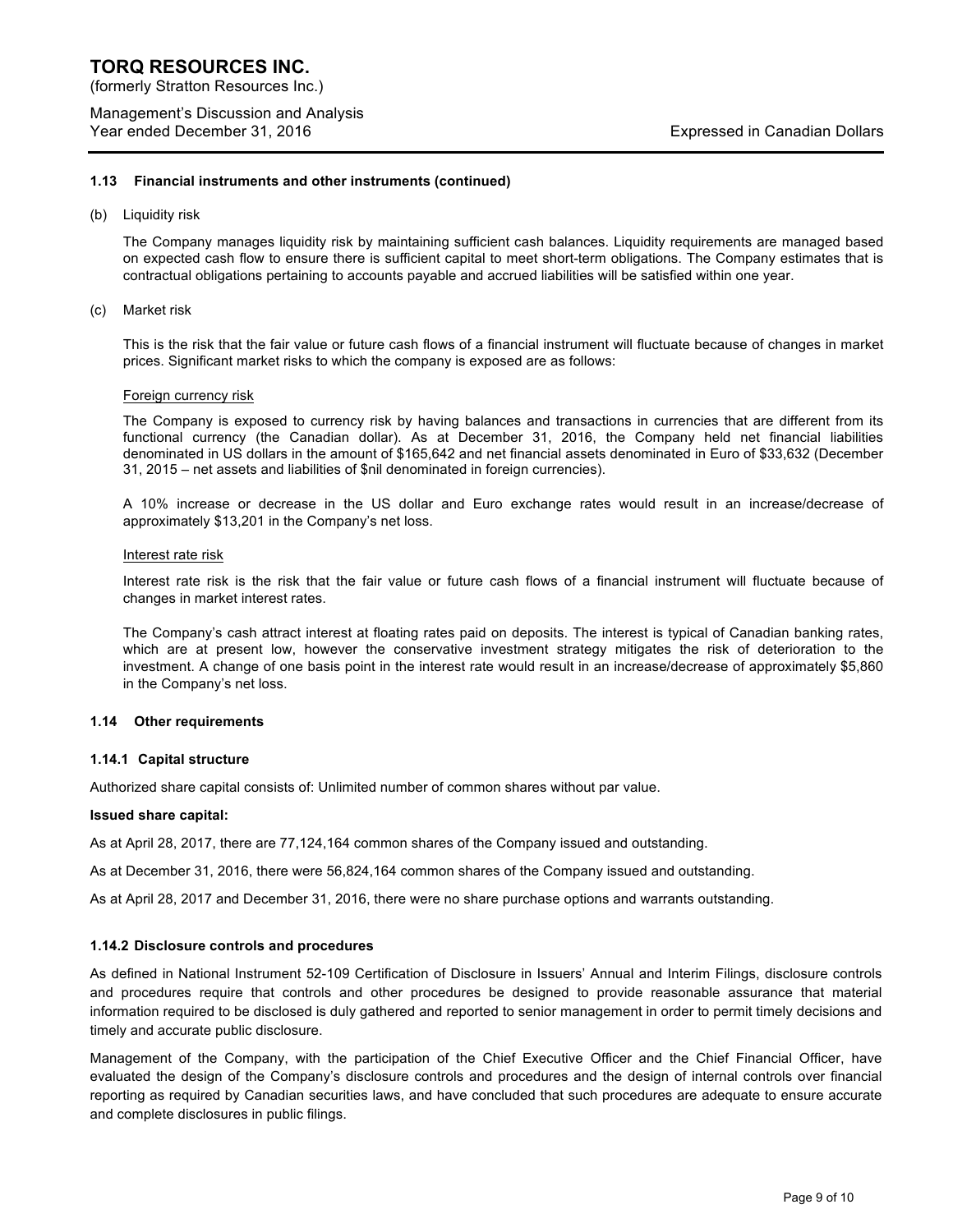### 1.13 Financial instruments and other instruments (continued)

(b) Liquidity risk

The Company manages liquidity risk by maintaining sufficient cash balances. Liquidity requirements are managed based on expected cash flow to ensure there is sufficient capital to meet short-term obligations. The Company estimates that is contractual obligations pertaining to accounts payable and accrued liabilities will be satisfied within one year.

(c) Market risk

This is the risk that the fair value or future cash flows of a financial instrument will fluctuate because of changes in market prices. Significant market risks to which the company is exposed are as follows:

Foreign currency risk

The Company is exposed to currency risk by having balances and transactions in currencies that are different from its functional currency (the Canadian dollar). As at December 31, 2016, the Company held net financial liabilities denominated in US dollars in the amount of $165,642 and net financial assets denominated in Euro of $33,632 (December 31, 2015 – net assets and liabilities of $nil denominated in foreign currencies).

A 10% increase or decrease in the US dollar and Euro exchange rates would result in an increase/decrease of approximately $13,201 in the Company's net loss.

Interest rate risk

Interest rate risk is the risk that the fair value or future cash flows of a financial instrument will fluctuate because of changes in market interest rates.

The Company's cash attract interest at floating rates paid on deposits. The interest is typical of Canadian banking rates, which are at present low, however the conservative investment strategy mitigates the risk of deterioration to the investment. A change of one basis point in the interest rate would result in an increase/decrease of approximately $5,860 in the Company's net loss.

### 1.14 Other requirements

#### 1.14.1 Capital structure

Authorized share capital consists of: Unlimited number of common shares without par value.

**Issued share capital:**

As at April 28, 2017, there are 77,124,164 common shares of the Company issued and outstanding.

As at December 31, 2016, there were 56,824,164 common shares of the Company issued and outstanding.

As at April 28, 2017 and December 31, 2016, there were no share purchase options and warrants outstanding.

#### 1.14.2 Disclosure controls and procedures

As defined in National Instrument 52-109 Certification of Disclosure in Issuers' Annual and Interim Filings, disclosure controls and procedures require that controls and other procedures be designed to provide reasonable assurance that material information required to be disclosed is duly gathered and reported to senior management in order to permit timely decisions and timely and accurate public disclosure.

Management of the Company, with the participation of the Chief Executive Officer and the Chief Financial Officer, have evaluated the design of the Company's disclosure controls and procedures and the design of internal controls over financial reporting as required by Canadian securities laws, and have concluded that such procedures are adequate to ensure accurate and complete disclosures in public filings.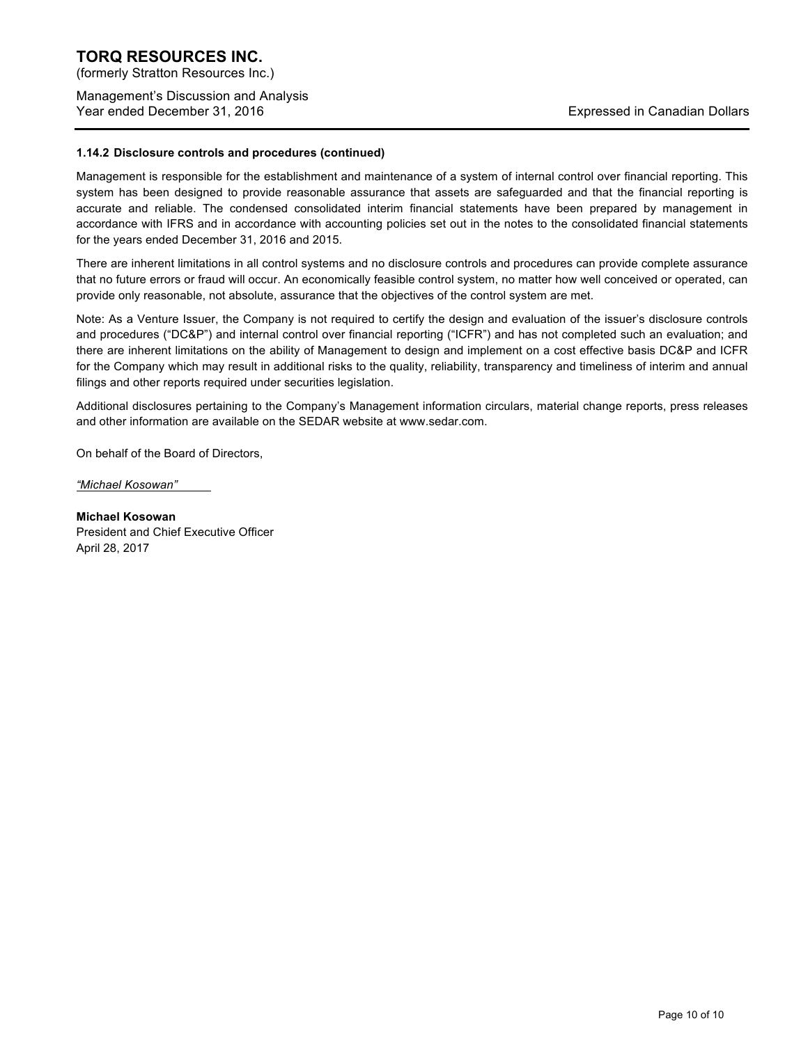**1.14.2 Disclosure controls and procedures (continued)**

Management is responsible for the establishment and maintenance of a system of internal control over financial reporting. This system has been designed to provide reasonable assurance that assets are safeguarded and that the financial reporting is accurate and reliable. The condensed consolidated interim financial statements have been prepared by management in accordance with IFRS and in accordance with accounting policies set out in the notes to the consolidated financial statements for the years ended December 31, 2016 and 2015.

There are inherent limitations in all control systems and no disclosure controls and procedures can provide complete assurance that no future errors or fraud will occur. An economically feasible control system, no matter how well conceived or operated, can provide only reasonable, not absolute, assurance that the objectives of the control system are met.

Note: As a Venture Issuer, the Company is not required to certify the design and evaluation of the issuer's disclosure controls and procedures ("DC&P") and internal control over financial reporting ("ICFR") and has not completed such an evaluation; and there are inherent limitations on the ability of Management to design and implement on a cost effective basis DC&P and ICFR for the Company which may result in additional risks to the quality, reliability, transparency and timeliness of interim and annual filings and other reports required under securities legislation.

Additional disclosures pertaining to the Company's Management information circulars, material change reports, press releases and other information are available on the SEDAR website at www.sedar.com.

On behalf of the Board of Directors,

*"Michael Kosowan"*

**Michael Kosowan**
President and Chief Executive Officer
April 28, 2017